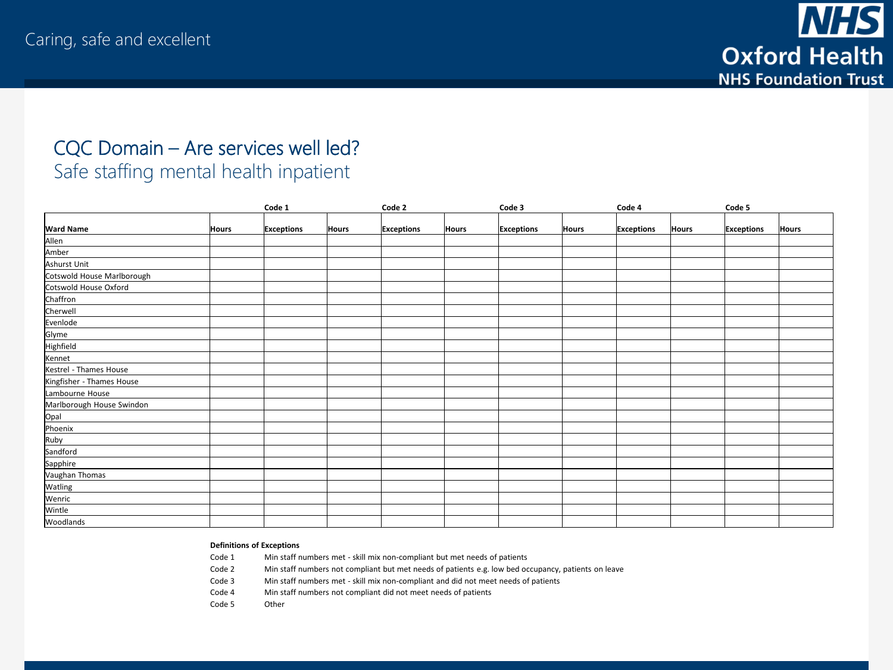Caring, safe and excellent

# CQC Domain – Are services well led?

## Safe staffing mental health inpatient

| | | Code 1 | | Code 2 | | Code 3 | | Code 4 | | Code 5 | |
|---|---|---|---|---|---|---|---|---|---|---|---|
| **Ward Name** | **Hours** | **Exceptions** | **Hours** | **Exceptions** | **Hours** | **Exceptions** | **Hours** | **Exceptions** | **Hours** | **Exceptions** | **Hours** |
| Allen | | | | | | | | | | | |
| Amber | | | | | | | | | | | |
| Ashurst Unit | | | | | | | | | | | |
| Cotswold House Marlborough | | | | | | | | | | | |
| Cotswold House Oxford | | | | | | | | | | | |
| Chaffron | | | | | | | | | | | |
| Cherwell | | | | | | | | | | | |
| Evenlode | | | | | | | | | | | |
| Glyme | | | | | | | | | | | |
| Highfield | | | | | | | | | | | |
| Kennet | | | | | | | | | | | |
| Kestrel - Thames House | | | | | | | | | | | |
| Kingfisher - Thames House | | | | | | | | | | | |
| Lambourne House | | | | | | | | | | | |
| Marlborough House Swindon | | | | | | | | | | | |
| Opal | | | | | | | | | | | |
| Phoenix | | | | | | | | | | | |
| Ruby | | | | | | | | | | | |
| Sandford | | | | | | | | | | | |
| Sapphire | | | | | | | | | | | |
| Vaughan Thomas | | | | | | | | | | | |
| Watling | | | | | | | | | | | |
| Wenric | | | | | | | | | | | |
| Wintle | | | | | | | | | | | |
| Woodlands | | | | | | | | | | | |

**Definitions of Exceptions**

| | |
|---|---|
| Code 1 | Min staff numbers met - skill mix non-compliant but met needs of patients |
| Code 2 | Min staff numbers not compliant but met needs of patients e.g. low bed occupancy, patients on leave |
| Code 3 | Min staff numbers met - skill mix non-compliant and did not meet needs of patients |
| Code 4 | Min staff numbers not compliant did not meet needs of patients |
| Code 5 | Other |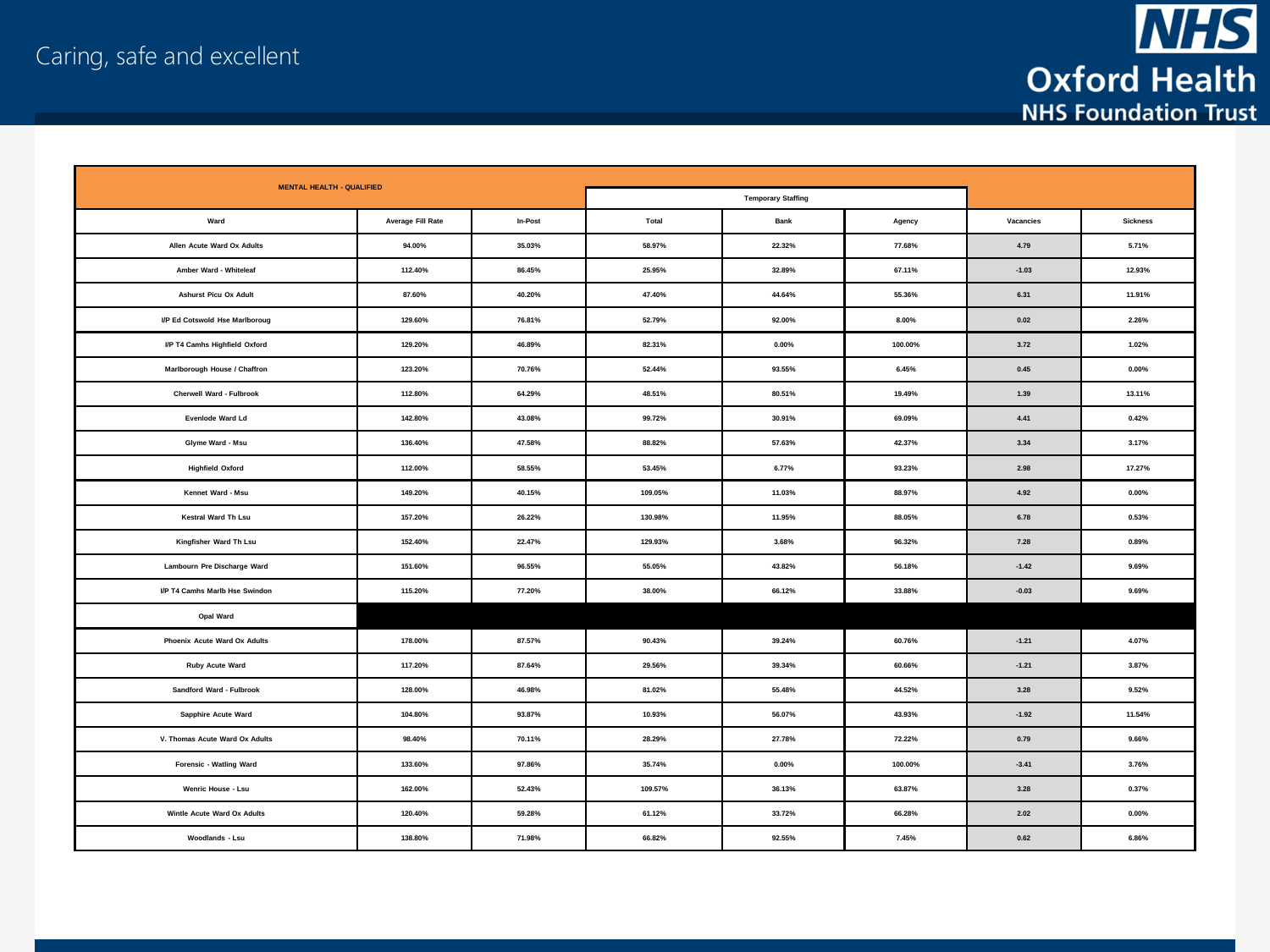Caring, safe and excellent

| MENTAL HEALTH - QUALIFIED | | | | Temporary Staffing | | | |
|---|---|---|---|---|---|---|---|
| Ward | Average Fill Rate | In-Post | Total | Bank | Agency | Vacancies | Sickness |
| Allen Acute Ward Ox Adults | 94.00% | 35.03% | 58.97% | 22.32% | 77.68% | 4.79 | 5.71% |
| Amber Ward - Whiteleaf | 112.40% | 86.45% | 25.95% | 32.89% | 67.11% | -1.03 | 12.93% |
| Ashurst Picu Ox Adult | 87.60% | 40.20% | 47.40% | 44.64% | 55.36% | 6.31 | 11.91% |
| I/P Ed Cotswold Hse Marlboroug | 129.60% | 76.81% | 52.79% | 92.00% | 8.00% | 0.02 | 2.26% |
| I/P T4 Camhs Highfield Oxford | 129.20% | 46.89% | 82.31% | 0.00% | 100.00% | 3.72 | 1.02% |
| Marlborough House / Chaffron | 123.20% | 70.76% | 52.44% | 93.55% | 6.45% | 0.45 | 0.00% |
| Cherwell Ward - Fulbrook | 112.80% | 64.29% | 48.51% | 80.51% | 19.49% | 1.39 | 13.11% |
| Evenlode Ward Ld | 142.80% | 43.08% | 99.72% | 30.91% | 69.09% | 4.41 | 0.42% |
| Glyme Ward - Msu | 136.40% | 47.58% | 88.82% | 57.63% | 42.37% | 3.34 | 3.17% |
| Highfield Oxford | 112.00% | 58.55% | 53.45% | 6.77% | 93.23% | 2.98 | 17.27% |
| Kennet Ward - Msu | 149.20% | 40.15% | 109.05% | 11.03% | 88.97% | 4.92 | 0.00% |
| Kestral Ward Th Lsu | 157.20% | 26.22% | 130.98% | 11.95% | 88.05% | 6.78 | 0.53% |
| Kingfisher Ward Th Lsu | 152.40% | 22.47% | 129.93% | 3.68% | 96.32% | 7.28 | 0.89% |
| Lambourn Pre Discharge Ward | 151.60% | 96.55% | 55.05% | 43.82% | 56.18% | -1.42 | 9.69% |
| I/P T4 Camhs Marlb Hse Swindon | 115.20% | 77.20% | 38.00% | 66.12% | 33.88% | -0.03 | 9.69% |
| Opal Ward | | | | | | | |
| Phoenix Acute Ward Ox Adults | 178.00% | 87.57% | 90.43% | 39.24% | 60.76% | -1.21 | 4.07% |
| Ruby Acute Ward | 117.20% | 87.64% | 29.56% | 39.34% | 60.66% | -1.21 | 3.87% |
| Sandford Ward - Fulbrook | 128.00% | 46.98% | 81.02% | 55.48% | 44.52% | 3.28 | 9.52% |
| Sapphire Acute Ward | 104.80% | 93.87% | 10.93% | 56.07% | 43.93% | -1.92 | 11.54% |
| V. Thomas Acute Ward Ox Adults | 98.40% | 70.11% | 28.29% | 27.78% | 72.22% | 0.79 | 9.66% |
| Forensic - Watling Ward | 133.60% | 97.86% | 35.74% | 0.00% | 100.00% | -3.41 | 3.76% |
| Wenric House - Lsu | 162.00% | 52.43% | 109.57% | 36.13% | 63.87% | 3.28 | 0.37% |
| Wintle Acute Ward Ox Adults | 120.40% | 59.28% | 61.12% | 33.72% | 66.28% | 2.02 | 0.00% |
| Woodlands - Lsu | 138.80% | 71.98% | 66.82% | 92.55% | 7.45% | 0.62 | 6.86% |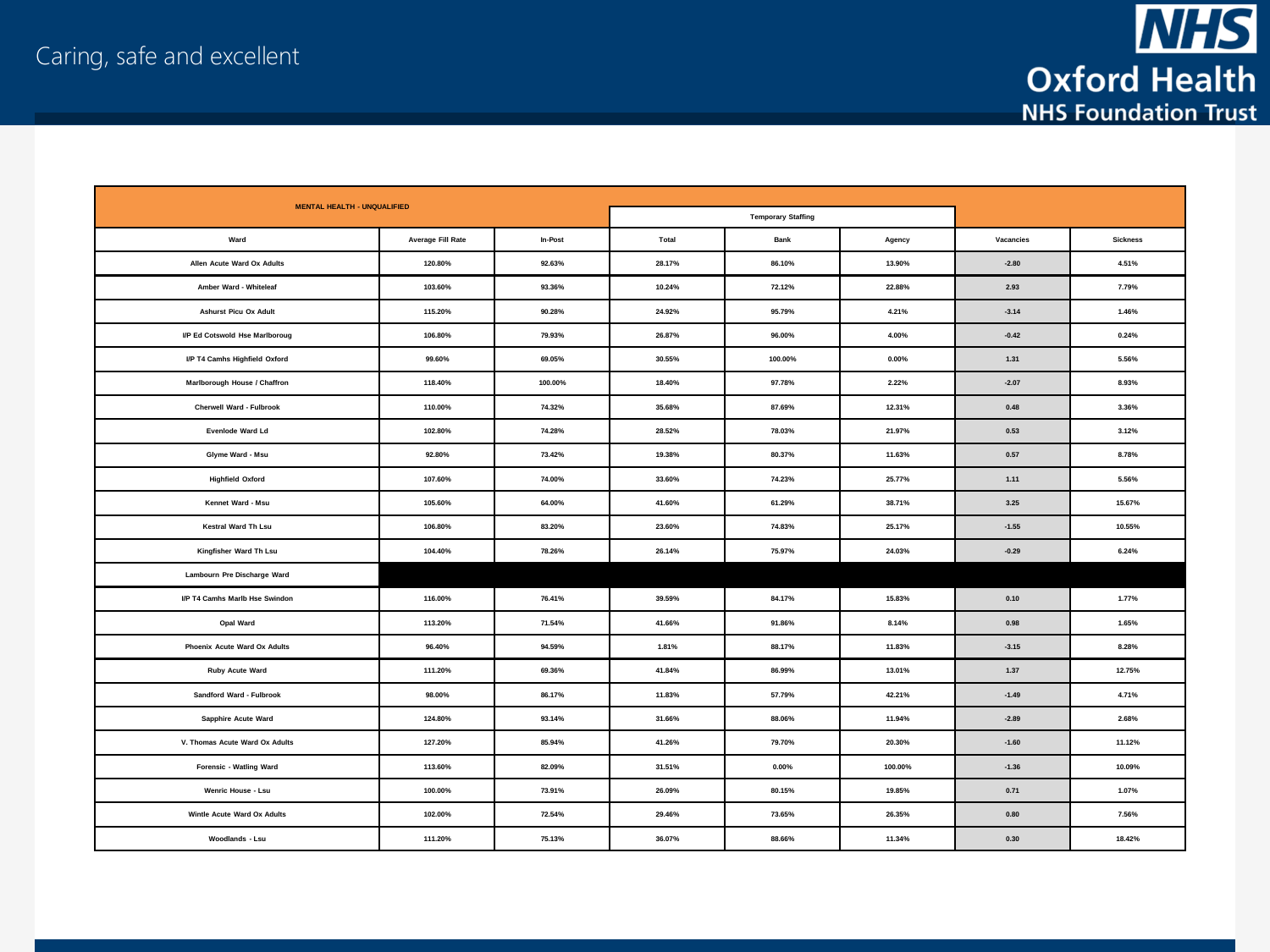| MENTAL HEALTH - UNQUALIFIED | | | Temporary Staffing | | | | |
|---|---|---|---|---|---|---|---|
| Ward | Average Fill Rate | In-Post | Total | Bank | Agency | Vacancies | Sickness |
| Allen Acute Ward Ox Adults | 120.80% | 92.63% | 28.17% | 86.10% | 13.90% | -2.80 | 4.51% |
| Amber Ward - Whiteleaf | 103.60% | 93.36% | 10.24% | 72.12% | 22.88% | 2.93 | 7.79% |
| Ashurst Picu Ox Adult | 115.20% | 90.28% | 24.92% | 95.79% | 4.21% | -3.14 | 1.46% |
| I/P Ed Cotswold Hse Marlboroug | 106.80% | 79.93% | 26.87% | 96.00% | 4.00% | -0.42 | 0.24% |
| I/P T4 Camhs Highfield Oxford | 99.60% | 69.05% | 30.55% | 100.00% | 0.00% | 1.31 | 5.56% |
| Marlborough House / Chaffron | 118.40% | 100.00% | 18.40% | 97.78% | 2.22% | -2.07 | 8.93% |
| Cherwell Ward - Fulbrook | 110.00% | 74.32% | 35.68% | 87.69% | 12.31% | 0.48 | 3.36% |
| Evenlode Ward Ld | 102.80% | 74.28% | 28.52% | 78.03% | 21.97% | 0.53 | 3.12% |
| Glyme Ward - Msu | 92.80% | 73.42% | 19.38% | 80.37% | 11.63% | 0.57 | 8.78% |
| Highfield Oxford | 107.60% | 74.00% | 33.60% | 74.23% | 25.77% | 1.11 | 5.56% |
| Kennet Ward - Msu | 105.60% | 64.00% | 41.60% | 61.29% | 38.71% | 3.25 | 15.67% |
| Kestral Ward Th Lsu | 106.80% | 83.20% | 23.60% | 74.83% | 25.17% | -1.55 | 10.55% |
| Kingfisher Ward Th Lsu | 104.40% | 78.26% | 26.14% | 75.97% | 24.03% | -0.29 | 6.24% |
| Lambourn Pre Discharge Ward | | | | | | | |
| I/P T4 Camhs Marlb Hse Swindon | 116.00% | 76.41% | 39.59% | 84.17% | 15.83% | 0.10 | 1.77% |
| Opal Ward | 113.20% | 71.54% | 41.66% | 91.86% | 8.14% | 0.98 | 1.65% |
| Phoenix Acute Ward Ox Adults | 96.40% | 94.59% | 1.81% | 88.17% | 11.83% | -3.15 | 8.28% |
| Ruby Acute Ward | 111.20% | 69.36% | 41.84% | 86.99% | 13.01% | 1.37 | 12.75% |
| Sandford Ward - Fulbrook | 98.00% | 86.17% | 11.83% | 57.79% | 42.21% | -1.49 | 4.71% |
| Sapphire Acute Ward | 124.80% | 93.14% | 31.66% | 88.06% | 11.94% | -2.89 | 2.68% |
| V. Thomas Acute Ward Ox Adults | 127.20% | 85.94% | 41.26% | 79.70% | 20.30% | -1.60 | 11.12% |
| Forensic - Watling Ward | 113.60% | 82.09% | 31.51% | 0.00% | 100.00% | -1.36 | 10.09% |
| Wenric House - Lsu | 100.00% | 73.91% | 26.09% | 80.15% | 19.85% | 0.71 | 1.07% |
| Wintle Acute Ward Ox Adults | 102.00% | 72.54% | 29.46% | 73.65% | 26.35% | 0.80 | 7.56% |
| Woodlands - Lsu | 111.20% | 75.13% | 36.07% | 88.66% | 11.34% | 0.30 | 18.42% |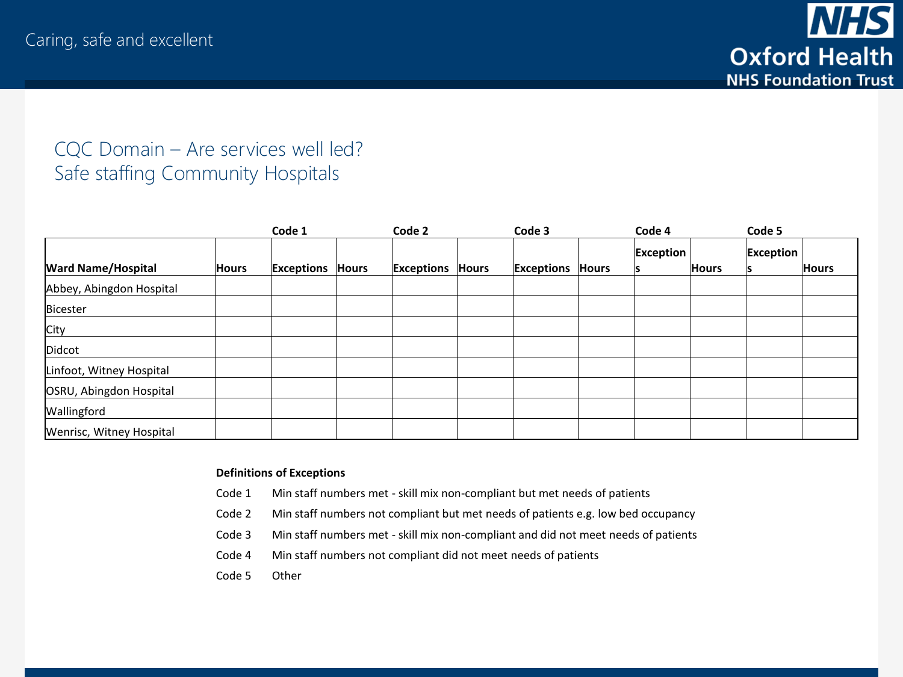# CQC Domain – Are services well led?
## Safe staffing Community Hospitals

| | | Code 1 | | Code 2 | | Code 3 | | Code 4 | | Code 5 | |
|---|---|---|---|---|---|---|---|---|---|---|---|
| **Ward Name/Hospital** | **Hours** | **Exceptions** | **Hours** | **Exceptions** | **Hours** | **Exceptions** | **Hours** | **Exceptions** | **Hours** | **Exceptions** | **Hours** |
| Abbey, Abingdon Hospital | | | | | | | | | | | |
| Bicester | | | | | | | | | | | |
| City | | | | | | | | | | | |
| Didcot | | | | | | | | | | | |
| Linfoot, Witney Hospital | | | | | | | | | | | |
| OSRU, Abingdon Hospital | | | | | | | | | | | |
| Wallingford | | | | | | | | | | | |
| Wenrisc, Witney Hospital | | | | | | | | | | | |

**Definitions of Exceptions**

- Code 1 Min staff numbers met - skill mix non-compliant but met needs of patients
- Code 2 Min staff numbers not compliant but met needs of patients e.g. low bed occupancy
- Code 3 Min staff numbers met - skill mix non-compliant and did not meet needs of patients
- Code 4 Min staff numbers not compliant did not meet needs of patients
- Code 5 Other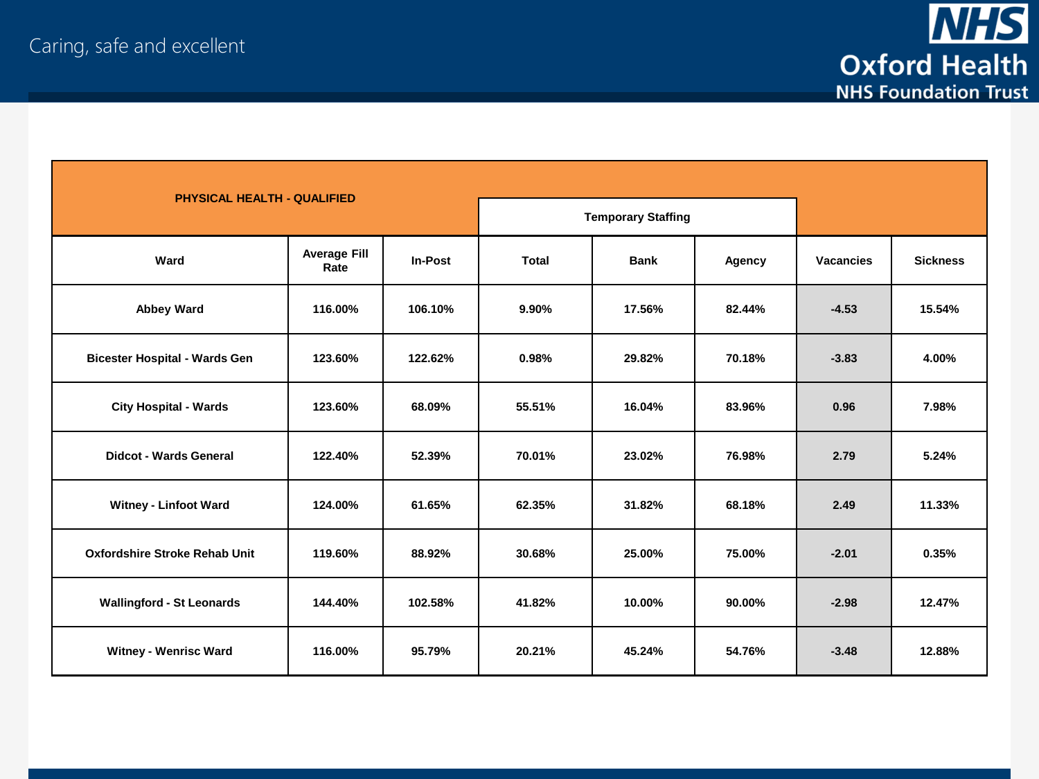| PHYSICAL HEALTH - QUALIFIED | | | Temporary Staffing | | | | |
|---|---|---|---|---|---|---|---|
| **Ward** | **Average Fill Rate** | **In-Post** | **Total** | **Bank** | **Agency** | **Vacancies** | **Sickness** |
| Abbey Ward | 116.00% | 106.10% | 9.90% | 17.56% | 82.44% | -4.53 | 15.54% |
| Bicester Hospital - Wards Gen | 123.60% | 122.62% | 0.98% | 29.82% | 70.18% | -3.83 | 4.00% |
| City Hospital - Wards | 123.60% | 68.09% | 55.51% | 16.04% | 83.96% | 0.96 | 7.98% |
| Didcot - Wards General | 122.40% | 52.39% | 70.01% | 23.02% | 76.98% | 2.79 | 5.24% |
| Witney - Linfoot Ward | 124.00% | 61.65% | 62.35% | 31.82% | 68.18% | 2.49 | 11.33% |
| Oxfordshire Stroke Rehab Unit | 119.60% | 88.92% | 30.68% | 25.00% | 75.00% | -2.01 | 0.35% |
| Wallingford - St Leonards | 144.40% | 102.58% | 41.82% | 10.00% | 90.00% | -2.98 | 12.47% |
| Witney - Wenrisc Ward | 116.00% | 95.79% | 20.21% | 45.24% | 54.76% | -3.48 | 12.88% |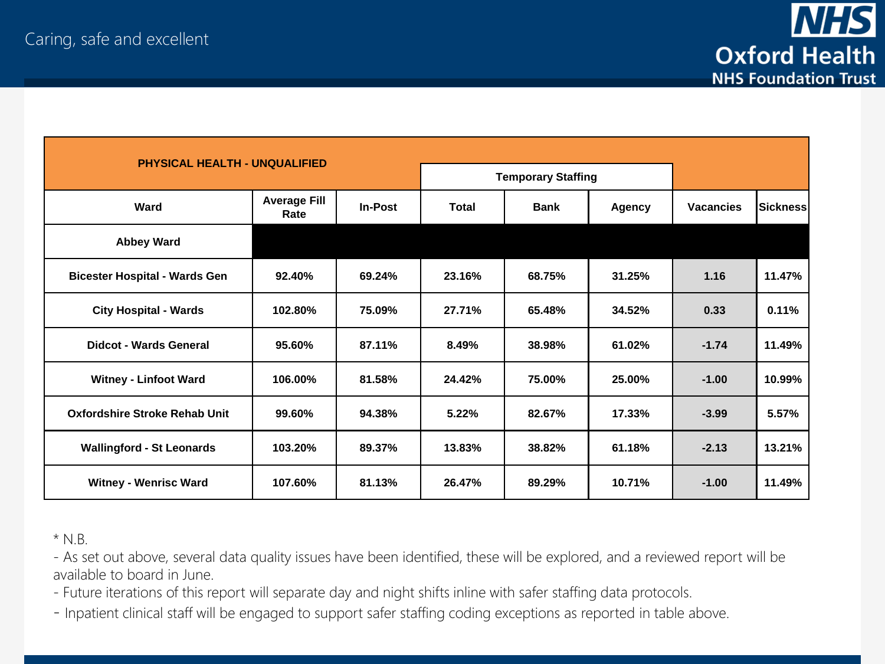| PHYSICAL HEALTH - UNQUALIFIED | | | Temporary Staffing | | | | |
|---|---|---|---|---|---|---|---|
| Ward | Average Fill Rate | In-Post | Total | Bank | Agency | Vacancies | Sickness |
| Abbey Ward | | | | | | | |
| Bicester Hospital - Wards Gen | 92.40% | 69.24% | 23.16% | 68.75% | 31.25% | 1.16 | 11.47% |
| City Hospital - Wards | 102.80% | 75.09% | 27.71% | 65.48% | 34.52% | 0.33 | 0.11% |
| Didcot - Wards General | 95.60% | 87.11% | 8.49% | 38.98% | 61.02% | -1.74 | 11.49% |
| Witney - Linfoot Ward | 106.00% | 81.58% | 24.42% | 75.00% | 25.00% | -1.00 | 10.99% |
| Oxfordshire Stroke Rehab Unit | 99.60% | 94.38% | 5.22% | 82.67% | 17.33% | -3.99 | 5.57% |
| Wallingford - St Leonards | 103.20% | 89.37% | 13.83% | 38.82% | 61.18% | -2.13 | 13.21% |
| Witney - Wenrisc Ward | 107.60% | 81.13% | 26.47% | 89.29% | 10.71% | -1.00 | 11.49% |

* N.B.

- As set out above, several data quality issues have been identified, these will be explored, and a reviewed report will be available to board in June.
- Future iterations of this report will separate day and night shifts inline with safer staffing data protocols.
- Inpatient clinical staff will be engaged to support safer staffing coding exceptions as reported in table above.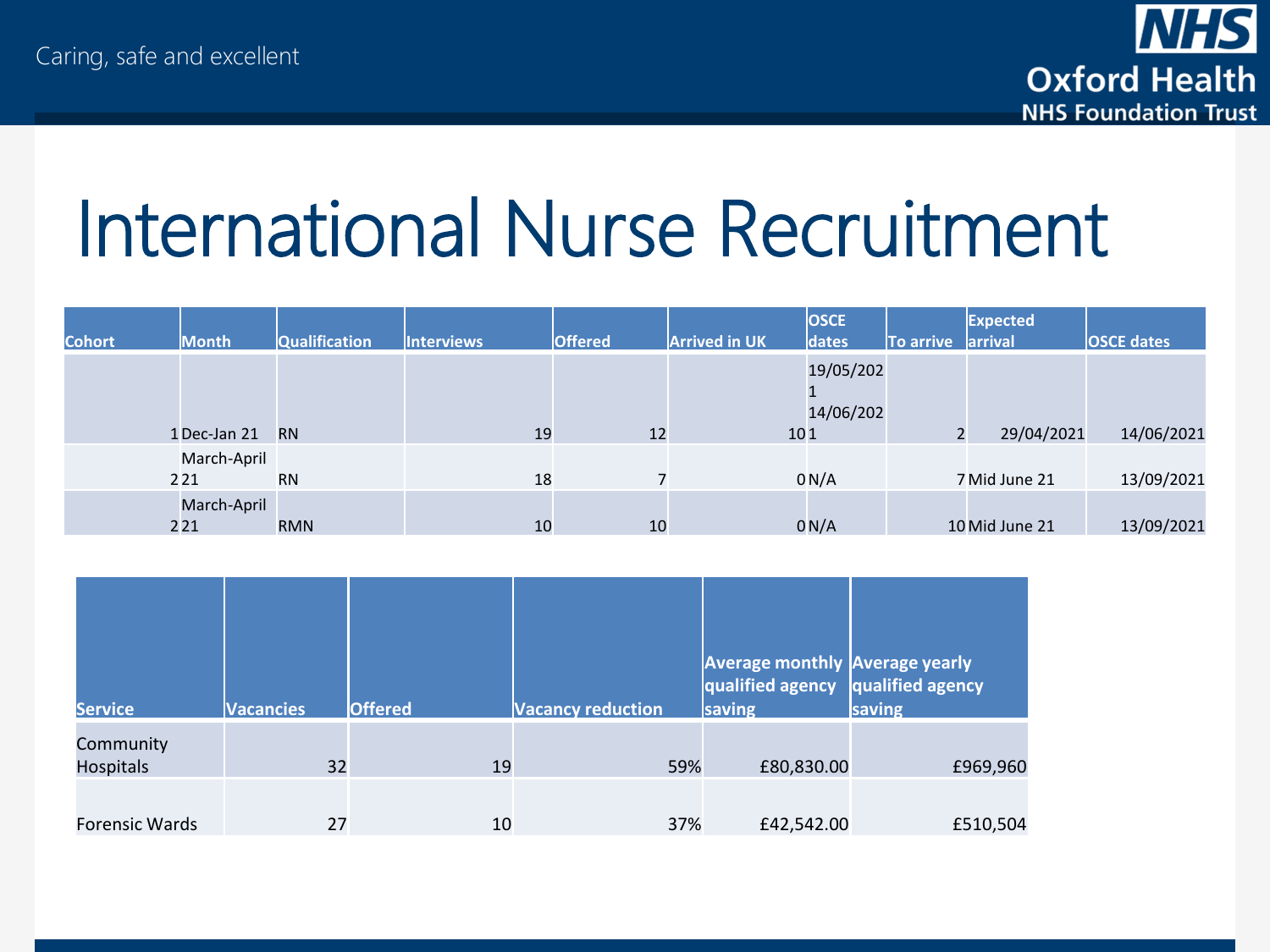# International Nurse Recruitment

| Cohort | Month | Qualification | Interviews | Offered | Arrived in UK | OSCE dates | To arrive | Expected arrival | OSCE dates |
|---|---|---|---|---|---|---|---|---|---|
| 1 | Dec-Jan 21 | RN | 19 | 12 | 10 | 19/05/2021 14/06/2021 | 2 | 29/04/2021 | 14/06/2021 |
| 2 | March-April 21 | RN | 18 | 7 | 0 | N/A | 7 | Mid June 21 | 13/09/2021 |
| 2 | March-April 21 | RMN | 10 | 10 | 0 | N/A | 10 | Mid June 21 | 13/09/2021 |

| Service | Vacancies | Offered | Vacancy reduction | Average monthly qualified agency saving | Average yearly qualified agency saving |
|---|---|---|---|---|---|
| Community Hospitals | 32 | 19 | 59% | £80,830.00 | £969,960 |
| Forensic Wards | 27 | 10 | 37% | £42,542.00 | £510,504 |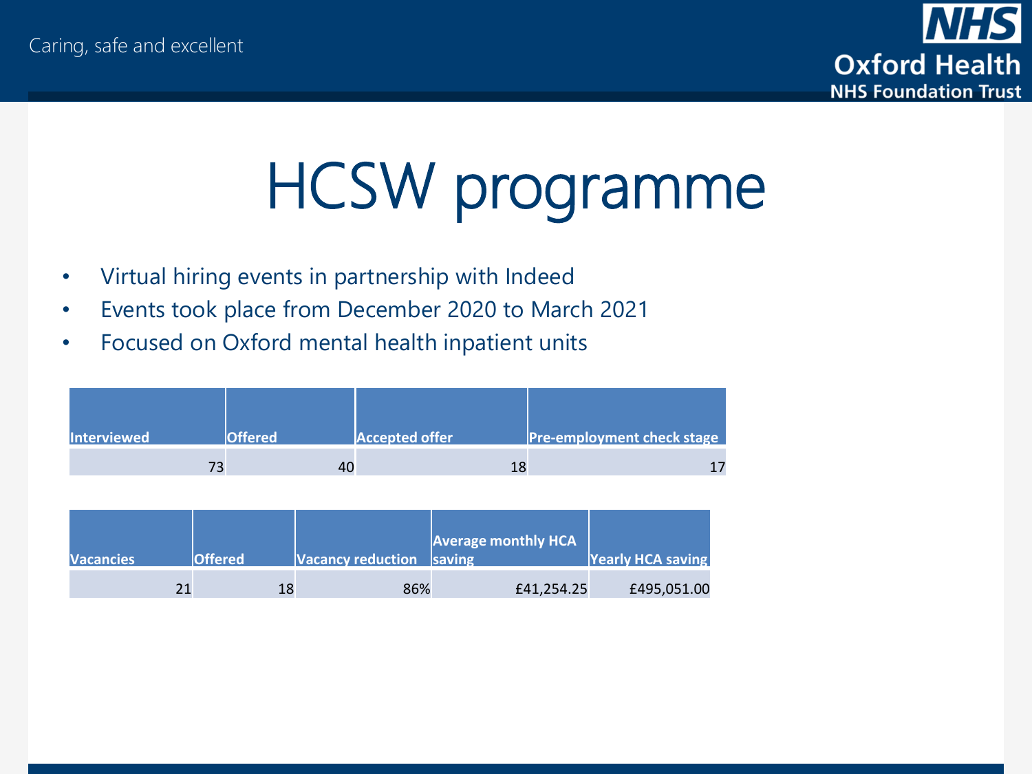# HCSW programme

- Virtual hiring events in partnership with Indeed
- Events took place from December 2020 to March 2021
- Focused on Oxford mental health inpatient units

| Interviewed | Offered | Accepted offer | Pre-employment check stage |
|---|---|---|---|
| 73 | 40 | 18 | 17 |

| Vacancies | Offered | Vacancy reduction | Average monthly HCA saving | Yearly HCA saving |
|---|---|---|---|---|
| 21 | 18 | 86% | £41,254.25 | £495,051.00 |